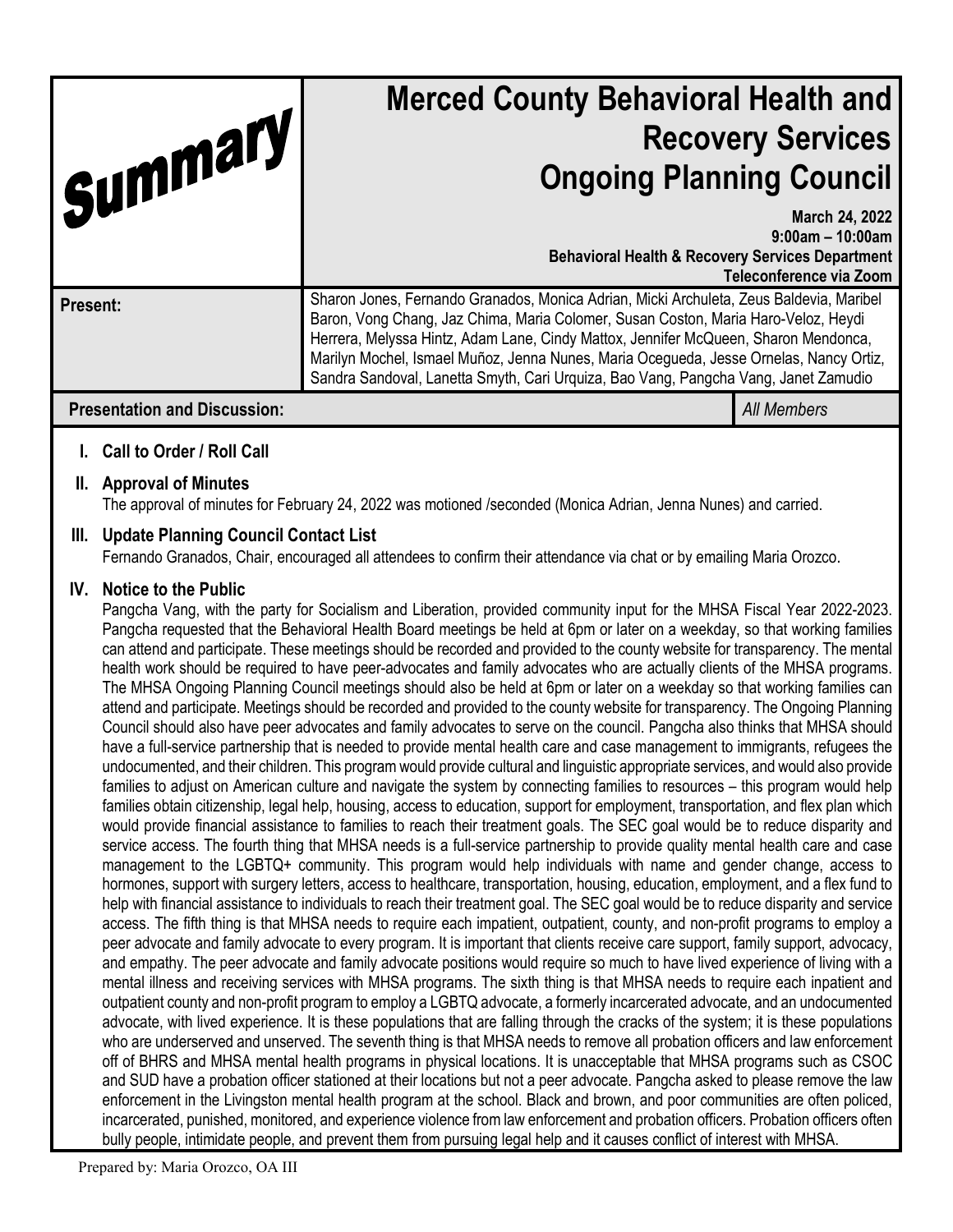Summary

# Merced County Behavioral Health and Recovery Services Ongoing Planning Council

**March 24, 2022**
**9:00am – 10:00am**
**Behavioral Health & Recovery Services Department**
**Teleconference via Zoom**

| **Present:** | Sharon Jones, Fernando Granados, Monica Adrian, Micki Archuleta, Zeus Baldevia, Maribel Baron, Vong Chang, Jaz Chima, Maria Colomer, Susan Coston, Maria Haro-Veloz, Heydi Herrera, Melyssa Hintz, Adam Lane, Cindy Mattox, Jennifer McQueen, Sharon Mendonca, Marilyn Mochel, Ismael Muñoz, Jenna Nunes, Maria Ocegueda, Jesse Ornelas, Nancy Ortiz, Sandra Sandoval, Lanetta Smyth, Cari Urquiza, Bao Vang, Pangcha Vang, Janet Zamudio |
|---|---|

| **Presentation and Discussion:** | *All Members* |
|---|---|

## I. Call to Order / Roll Call

## II. Approval of Minutes

The approval of minutes for February 24, 2022 was motioned /seconded (Monica Adrian, Jenna Nunes) and carried.

## III. Update Planning Council Contact List

Fernando Granados, Chair, encouraged all attendees to confirm their attendance via chat or by emailing Maria Orozco.

## IV. Notice to the Public

Pangcha Vang, with the party for Socialism and Liberation, provided community input for the MHSA Fiscal Year 2022-2023. Pangcha requested that the Behavioral Health Board meetings be held at 6pm or later on a weekday, so that working families can attend and participate. These meetings should be recorded and provided to the county website for transparency. The mental health work should be required to have peer-advocates and family advocates who are actually clients of the MHSA programs. The MHSA Ongoing Planning Council meetings should also be held at 6pm or later on a weekday so that working families can attend and participate. Meetings should be recorded and provided to the county website for transparency. The Ongoing Planning Council should also have peer advocates and family advocates to serve on the council. Pangcha also thinks that MHSA should have a full-service partnership that is needed to provide mental health care and case management to immigrants, refugees the undocumented, and their children. This program would provide cultural and linguistic appropriate services, and would also provide families to adjust on American culture and navigate the system by connecting families to resources – this program would help families obtain citizenship, legal help, housing, access to education, support for employment, transportation, and flex plan which would provide financial assistance to families to reach their treatment goals. The SEC goal would be to reduce disparity and service access. The fourth thing that MHSA needs is a full-service partnership to provide quality mental health care and case management to the LGBTQ+ community. This program would help individuals with name and gender change, access to hormones, support with surgery letters, access to healthcare, transportation, housing, education, employment, and a flex fund to help with financial assistance to individuals to reach their treatment goal. The SEC goal would be to reduce disparity and service access. The fifth thing is that MHSA needs to require each impatient, outpatient, county, and non-profit programs to employ a peer advocate and family advocate to every program. It is important that clients receive care support, family support, advocacy, and empathy. The peer advocate and family advocate positions would require so much to have lived experience of living with a mental illness and receiving services with MHSA programs. The sixth thing is that MHSA needs to require each inpatient and outpatient county and non-profit program to employ a LGBTQ advocate, a formerly incarcerated advocate, and an undocumented advocate, with lived experience. It is these populations that are falling through the cracks of the system; it is these populations who are underserved and unserved. The seventh thing is that MHSA needs to remove all probation officers and law enforcement off of BHRS and MHSA mental health programs in physical locations. It is unacceptable that MHSA programs such as CSOC and SUD have a probation officer stationed at their locations but not a peer advocate. Pangcha asked to please remove the law enforcement in the Livingston mental health program at the school. Black and brown, and poor communities are often policed, incarcerated, punished, monitored, and experience violence from law enforcement and probation officers. Probation officers often bully people, intimidate people, and prevent them from pursuing legal help and it causes conflict of interest with MHSA.

Prepared by: Maria Orozco, OA III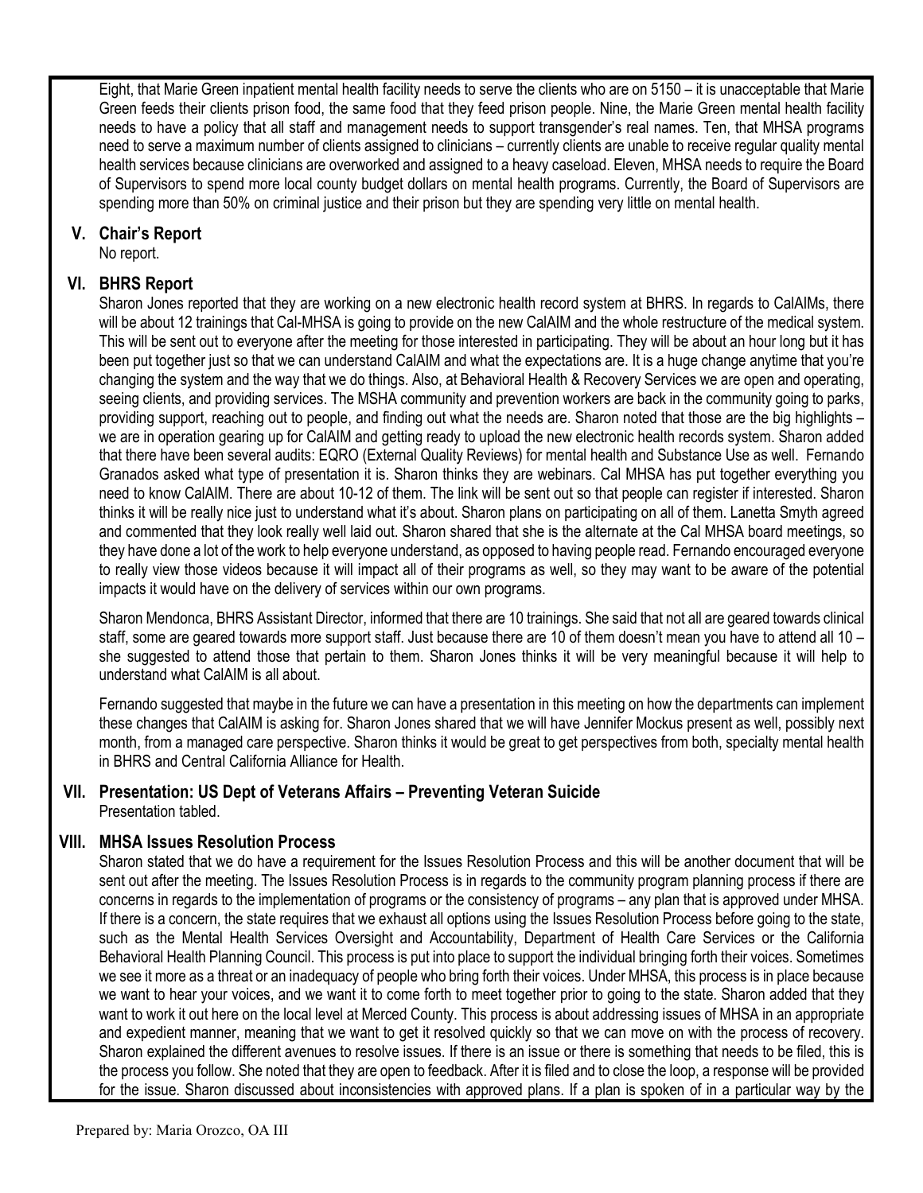Eight, that Marie Green inpatient mental health facility needs to serve the clients who are on 5150 – it is unacceptable that Marie Green feeds their clients prison food, the same food that they feed prison people. Nine, the Marie Green mental health facility needs to have a policy that all staff and management needs to support transgender's real names. Ten, that MHSA programs need to serve a maximum number of clients assigned to clinicians – currently clients are unable to receive regular quality mental health services because clinicians are overworked and assigned to a heavy caseload. Eleven, MHSA needs to require the Board of Supervisors to spend more local county budget dollars on mental health programs. Currently, the Board of Supervisors are spending more than 50% on criminal justice and their prison but they are spending very little on mental health.

## V. Chair's Report

No report.

## VI. BHRS Report

Sharon Jones reported that they are working on a new electronic health record system at BHRS. In regards to CalAIMs, there will be about 12 trainings that Cal-MHSA is going to provide on the new CalAIM and the whole restructure of the medical system. This will be sent out to everyone after the meeting for those interested in participating. They will be about an hour long but it has been put together just so that we can understand CalAIM and what the expectations are. It is a huge change anytime that you're changing the system and the way that we do things. Also, at Behavioral Health & Recovery Services we are open and operating, seeing clients, and providing services. The MSHA community and prevention workers are back in the community going to parks, providing support, reaching out to people, and finding out what the needs are. Sharon noted that those are the big highlights – we are in operation gearing up for CalAIM and getting ready to upload the new electronic health records system. Sharon added that there have been several audits: EQRO (External Quality Reviews) for mental health and Substance Use as well. Fernando Granados asked what type of presentation it is. Sharon thinks they are webinars. Cal MHSA has put together everything you need to know CalAIM. There are about 10-12 of them. The link will be sent out so that people can register if interested. Sharon thinks it will be really nice just to understand what it's about. Sharon plans on participating on all of them. Lanetta Smyth agreed and commented that they look really well laid out. Sharon shared that she is the alternate at the Cal MHSA board meetings, so they have done a lot of the work to help everyone understand, as opposed to having people read. Fernando encouraged everyone to really view those videos because it will impact all of their programs as well, so they may want to be aware of the potential impacts it would have on the delivery of services within our own programs.

Sharon Mendonca, BHRS Assistant Director, informed that there are 10 trainings. She said that not all are geared towards clinical staff, some are geared towards more support staff. Just because there are 10 of them doesn't mean you have to attend all 10 – she suggested to attend those that pertain to them. Sharon Jones thinks it will be very meaningful because it will help to understand what CalAIM is all about.

Fernando suggested that maybe in the future we can have a presentation in this meeting on how the departments can implement these changes that CalAIM is asking for. Sharon Jones shared that we will have Jennifer Mockus present as well, possibly next month, from a managed care perspective. Sharon thinks it would be great to get perspectives from both, specialty mental health in BHRS and Central California Alliance for Health.

## VII. Presentation: US Dept of Veterans Affairs – Preventing Veteran Suicide

Presentation tabled.

## VIII. MHSA Issues Resolution Process

Sharon stated that we do have a requirement for the Issues Resolution Process and this will be another document that will be sent out after the meeting. The Issues Resolution Process is in regards to the community program planning process if there are concerns in regards to the implementation of programs or the consistency of programs – any plan that is approved under MHSA. If there is a concern, the state requires that we exhaust all options using the Issues Resolution Process before going to the state, such as the Mental Health Services Oversight and Accountability, Department of Health Care Services or the California Behavioral Health Planning Council. This process is put into place to support the individual bringing forth their voices. Sometimes we see it more as a threat or an inadequacy of people who bring forth their voices. Under MHSA, this process is in place because we want to hear your voices, and we want it to come forth to meet together prior to going to the state. Sharon added that they want to work it out here on the local level at Merced County. This process is about addressing issues of MHSA in an appropriate and expedient manner, meaning that we want to get it resolved quickly so that we can move on with the process of recovery. Sharon explained the different avenues to resolve issues. If there is an issue or there is something that needs to be filed, this is the process you follow. She noted that they are open to feedback. After it is filed and to close the loop, a response will be provided for the issue. Sharon discussed about inconsistencies with approved plans. If a plan is spoken of in a particular way by the

Prepared by: Maria Orozco, OA III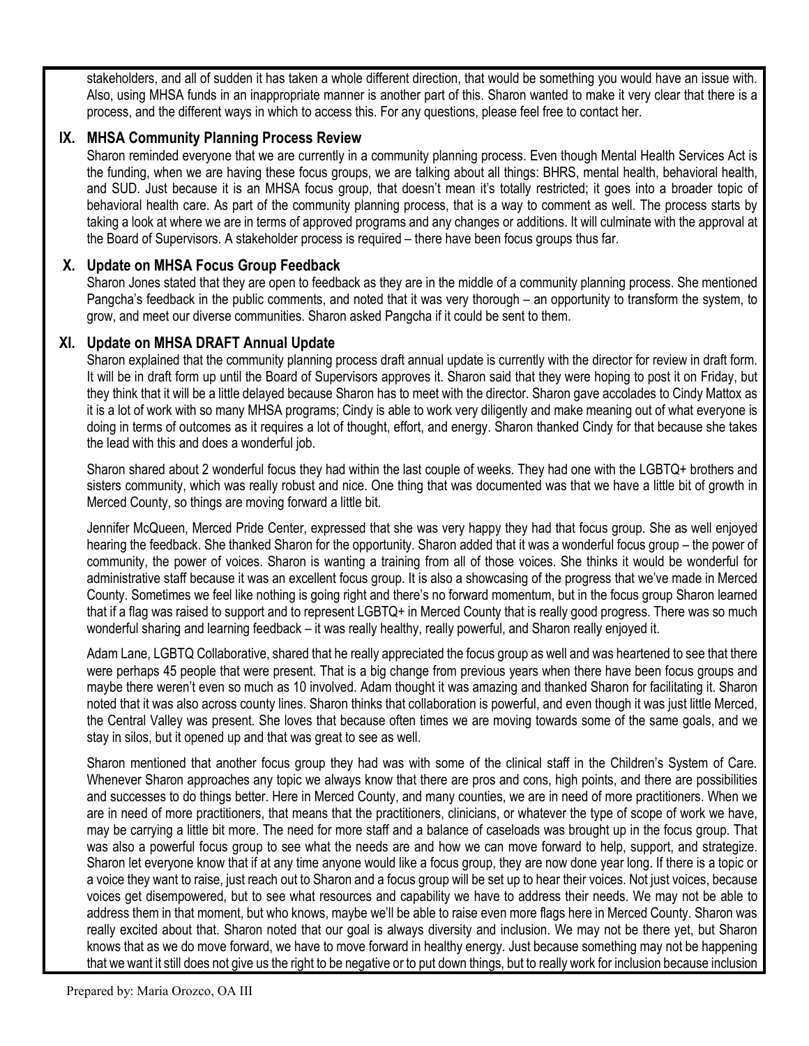stakeholders, and all of sudden it has taken a whole different direction, that would be something you would have an issue with. Also, using MHSA funds in an inappropriate manner is another part of this. Sharon wanted to make it very clear that there is a process, and the different ways in which to access this. For any questions, please feel free to contact her.

## IX. MHSA Community Planning Process Review

Sharon reminded everyone that we are currently in a community planning process. Even though Mental Health Services Act is the funding, when we are having these focus groups, we are talking about all things: BHRS, mental health, behavioral health, and SUD. Just because it is an MHSA focus group, that doesn't mean it's totally restricted; it goes into a broader topic of behavioral health care. As part of the community planning process, that is a way to comment as well. The process starts by taking a look at where we are in terms of approved programs and any changes or additions. It will culminate with the approval at the Board of Supervisors. A stakeholder process is required – there have been focus groups thus far.

## X. Update on MHSA Focus Group Feedback

Sharon Jones stated that they are open to feedback as they are in the middle of a community planning process. She mentioned Pangcha's feedback in the public comments, and noted that it was very thorough – an opportunity to transform the system, to grow, and meet our diverse communities. Sharon asked Pangcha if it could be sent to them.

## XI. Update on MHSA DRAFT Annual Update

Sharon explained that the community planning process draft annual update is currently with the director for review in draft form. It will be in draft form up until the Board of Supervisors approves it. Sharon said that they were hoping to post it on Friday, but they think that it will be a little delayed because Sharon has to meet with the director. Sharon gave accolades to Cindy Mattox as it is a lot of work with so many MHSA programs; Cindy is able to work very diligently and make meaning out of what everyone is doing in terms of outcomes as it requires a lot of thought, effort, and energy. Sharon thanked Cindy for that because she takes the lead with this and does a wonderful job.

Sharon shared about 2 wonderful focus they had within the last couple of weeks. They had one with the LGBTQ+ brothers and sisters community, which was really robust and nice. One thing that was documented was that we have a little bit of growth in Merced County, so things are moving forward a little bit.

Jennifer McQueen, Merced Pride Center, expressed that she was very happy they had that focus group. She as well enjoyed hearing the feedback. She thanked Sharon for the opportunity. Sharon added that it was a wonderful focus group – the power of community, the power of voices. Sharon is wanting a training from all of those voices. She thinks it would be wonderful for administrative staff because it was an excellent focus group. It is also a showcasing of the progress that we've made in Merced County. Sometimes we feel like nothing is going right and there's no forward momentum, but in the focus group Sharon learned that if a flag was raised to support and to represent LGBTQ+ in Merced County that is really good progress. There was so much wonderful sharing and learning feedback – it was really healthy, really powerful, and Sharon really enjoyed it.

Adam Lane, LGBTQ Collaborative, shared that he really appreciated the focus group as well and was heartened to see that there were perhaps 45 people that were present. That is a big change from previous years when there have been focus groups and maybe there weren't even so much as 10 involved. Adam thought it was amazing and thanked Sharon for facilitating it. Sharon noted that it was also across county lines. Sharon thinks that collaboration is powerful, and even though it was just little Merced, the Central Valley was present. She loves that because often times we are moving towards some of the same goals, and we stay in silos, but it opened up and that was great to see as well.

Sharon mentioned that another focus group they had was with some of the clinical staff in the Children's System of Care. Whenever Sharon approaches any topic we always know that there are pros and cons, high points, and there are possibilities and successes to do things better. Here in Merced County, and many counties, we are in need of more practitioners. When we are in need of more practitioners, that means that the practitioners, clinicians, or whatever the type of scope of work we have, may be carrying a little bit more. The need for more staff and a balance of caseloads was brought up in the focus group. That was also a powerful focus group to see what the needs are and how we can move forward to help, support, and strategize. Sharon let everyone know that if at any time anyone would like a focus group, they are now done year long. If there is a topic or a voice they want to raise, just reach out to Sharon and a focus group will be set up to hear their voices. Not just voices, because voices get disempowered, but to see what resources and capability we have to address their needs. We may not be able to address them in that moment, but who knows, maybe we'll be able to raise even more flags here in Merced County. Sharon was really excited about that. Sharon noted that our goal is always diversity and inclusion. We may not be there yet, but Sharon knows that as we do move forward, we have to move forward in healthy energy. Just because something may not be happening that we want it still does not give us the right to be negative or to put down things, but to really work for inclusion because inclusion

Prepared by: Maria Orozco, OA III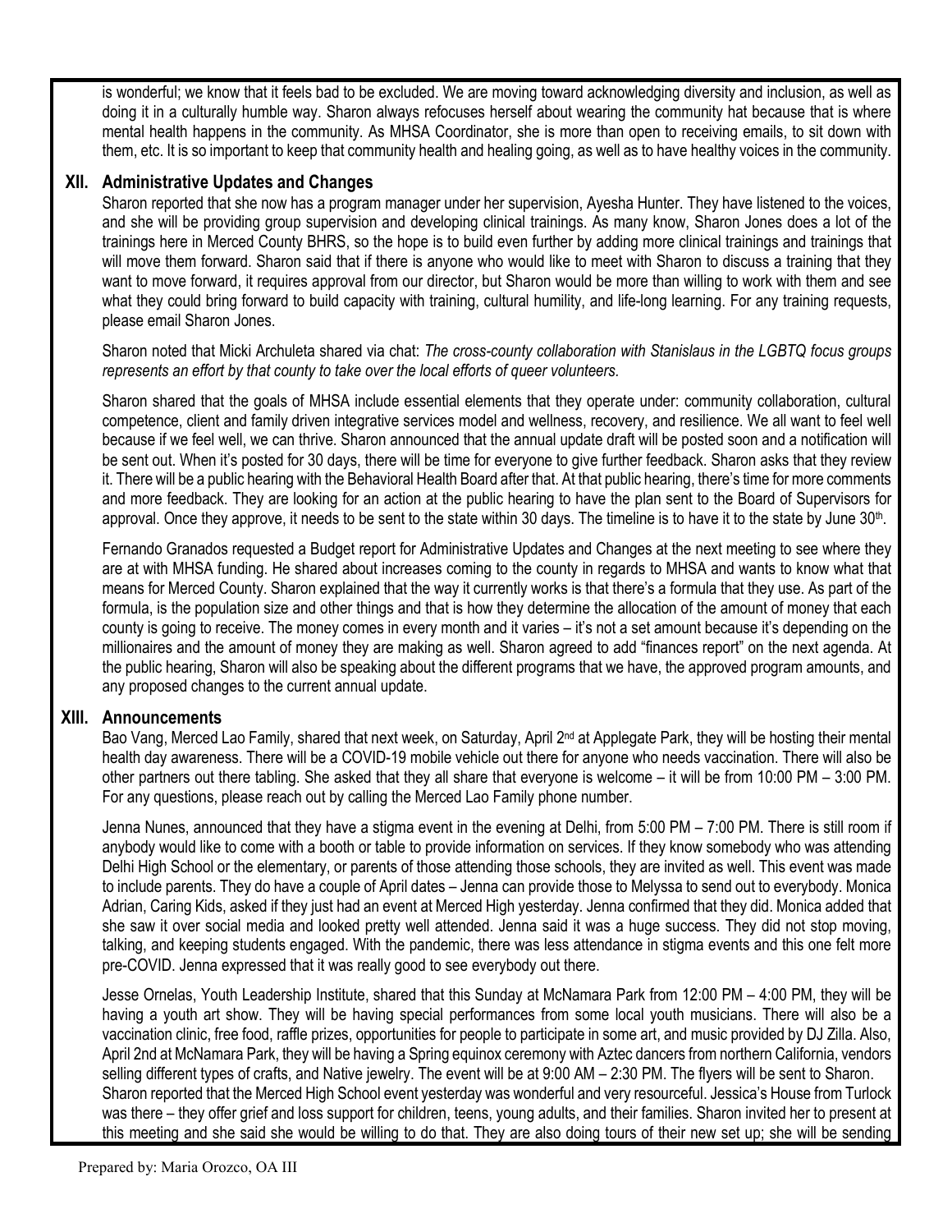is wonderful; we know that it feels bad to be excluded. We are moving toward acknowledging diversity and inclusion, as well as doing it in a culturally humble way. Sharon always refocuses herself about wearing the community hat because that is where mental health happens in the community. As MHSA Coordinator, she is more than open to receiving emails, to sit down with them, etc. It is so important to keep that community health and healing going, as well as to have healthy voices in the community.

## XII. Administrative Updates and Changes

Sharon reported that she now has a program manager under her supervision, Ayesha Hunter. They have listened to the voices, and she will be providing group supervision and developing clinical trainings. As many know, Sharon Jones does a lot of the trainings here in Merced County BHRS, so the hope is to build even further by adding more clinical trainings and trainings that will move them forward. Sharon said that if there is anyone who would like to meet with Sharon to discuss a training that they want to move forward, it requires approval from our director, but Sharon would be more than willing to work with them and see what they could bring forward to build capacity with training, cultural humility, and life-long learning. For any training requests, please email Sharon Jones.

Sharon noted that Micki Archuleta shared via chat: *The cross-county collaboration with Stanislaus in the LGBTQ focus groups represents an effort by that county to take over the local efforts of queer volunteers.*

Sharon shared that the goals of MHSA include essential elements that they operate under: community collaboration, cultural competence, client and family driven integrative services model and wellness, recovery, and resilience. We all want to feel well because if we feel well, we can thrive. Sharon announced that the annual update draft will be posted soon and a notification will be sent out. When it's posted for 30 days, there will be time for everyone to give further feedback. Sharon asks that they review it. There will be a public hearing with the Behavioral Health Board after that. At that public hearing, there's time for more comments and more feedback. They are looking for an action at the public hearing to have the plan sent to the Board of Supervisors for approval. Once they approve, it needs to be sent to the state within 30 days. The timeline is to have it to the state by June 30th.

Fernando Granados requested a Budget report for Administrative Updates and Changes at the next meeting to see where they are at with MHSA funding. He shared about increases coming to the county in regards to MHSA and wants to know what that means for Merced County. Sharon explained that the way it currently works is that there's a formula that they use. As part of the formula, is the population size and other things and that is how they determine the allocation of the amount of money that each county is going to receive. The money comes in every month and it varies – it's not a set amount because it's depending on the millionaires and the amount of money they are making as well. Sharon agreed to add "finances report" on the next agenda. At the public hearing, Sharon will also be speaking about the different programs that we have, the approved program amounts, and any proposed changes to the current annual update.

## XIII. Announcements

Bao Vang, Merced Lao Family, shared that next week, on Saturday, April 2nd at Applegate Park, they will be hosting their mental health day awareness. There will be a COVID-19 mobile vehicle out there for anyone who needs vaccination. There will also be other partners out there tabling. She asked that they all share that everyone is welcome – it will be from 10:00 PM – 3:00 PM. For any questions, please reach out by calling the Merced Lao Family phone number.

Jenna Nunes, announced that they have a stigma event in the evening at Delhi, from 5:00 PM – 7:00 PM. There is still room if anybody would like to come with a booth or table to provide information on services. If they know somebody who was attending Delhi High School or the elementary, or parents of those attending those schools, they are invited as well. This event was made to include parents. They do have a couple of April dates – Jenna can provide those to Melyssa to send out to everybody. Monica Adrian, Caring Kids, asked if they just had an event at Merced High yesterday. Jenna confirmed that they did. Monica added that she saw it over social media and looked pretty well attended. Jenna said it was a huge success. They did not stop moving, talking, and keeping students engaged. With the pandemic, there was less attendance in stigma events and this one felt more pre-COVID. Jenna expressed that it was really good to see everybody out there.

Jesse Ornelas, Youth Leadership Institute, shared that this Sunday at McNamara Park from 12:00 PM – 4:00 PM, they will be having a youth art show. They will be having special performances from some local youth musicians. There will also be a vaccination clinic, free food, raffle prizes, opportunities for people to participate in some art, and music provided by DJ Zilla. Also, April 2nd at McNamara Park, they will be having a Spring equinox ceremony with Aztec dancers from northern California, vendors selling different types of crafts, and Native jewelry. The event will be at 9:00 AM – 2:30 PM. The flyers will be sent to Sharon.

Sharon reported that the Merced High School event yesterday was wonderful and very resourceful. Jessica's House from Turlock was there – they offer grief and loss support for children, teens, young adults, and their families. Sharon invited her to present at this meeting and she said she would be willing to do that. They are also doing tours of their new set up; she will be sending

Prepared by: Maria Orozco, OA III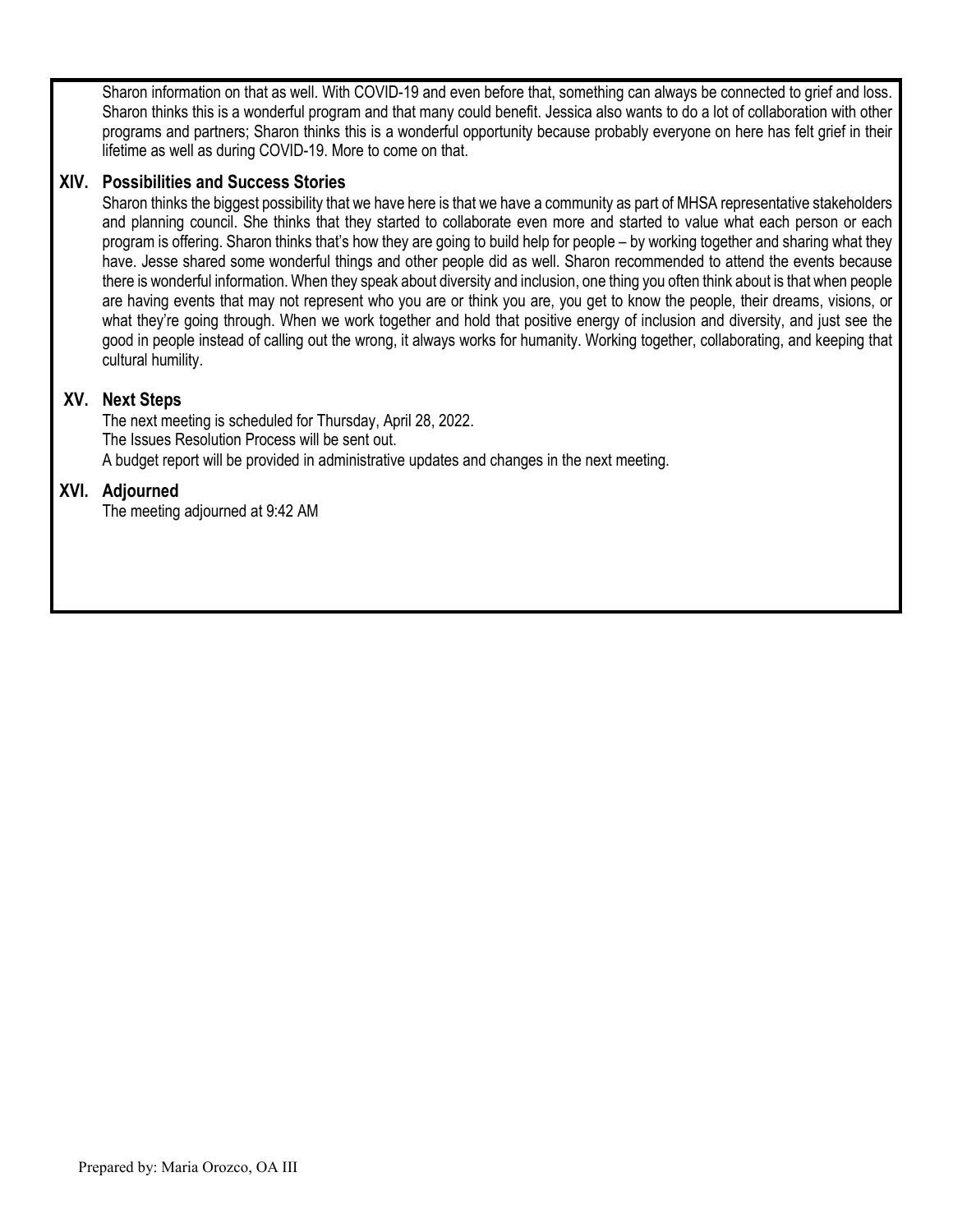Sharon information on that as well. With COVID-19 and even before that, something can always be connected to grief and loss. Sharon thinks this is a wonderful program and that many could benefit. Jessica also wants to do a lot of collaboration with other programs and partners; Sharon thinks this is a wonderful opportunity because probably everyone on here has felt grief in their lifetime as well as during COVID-19. More to come on that.

## XIV. Possibilities and Success Stories

Sharon thinks the biggest possibility that we have here is that we have a community as part of MHSA representative stakeholders and planning council. She thinks that they started to collaborate even more and started to value what each person or each program is offering. Sharon thinks that's how they are going to build help for people – by working together and sharing what they have. Jesse shared some wonderful things and other people did as well. Sharon recommended to attend the events because there is wonderful information. When they speak about diversity and inclusion, one thing you often think about is that when people are having events that may not represent who you are or think you are, you get to know the people, their dreams, visions, or what they're going through. When we work together and hold that positive energy of inclusion and diversity, and just see the good in people instead of calling out the wrong, it always works for humanity. Working together, collaborating, and keeping that cultural humility.

## XV. Next Steps

The next meeting is scheduled for Thursday, April 28, 2022.
The Issues Resolution Process will be sent out.
A budget report will be provided in administrative updates and changes in the next meeting.

## XVI. Adjourned

The meeting adjourned at 9:42 AM

Prepared by: Maria Orozco, OA III